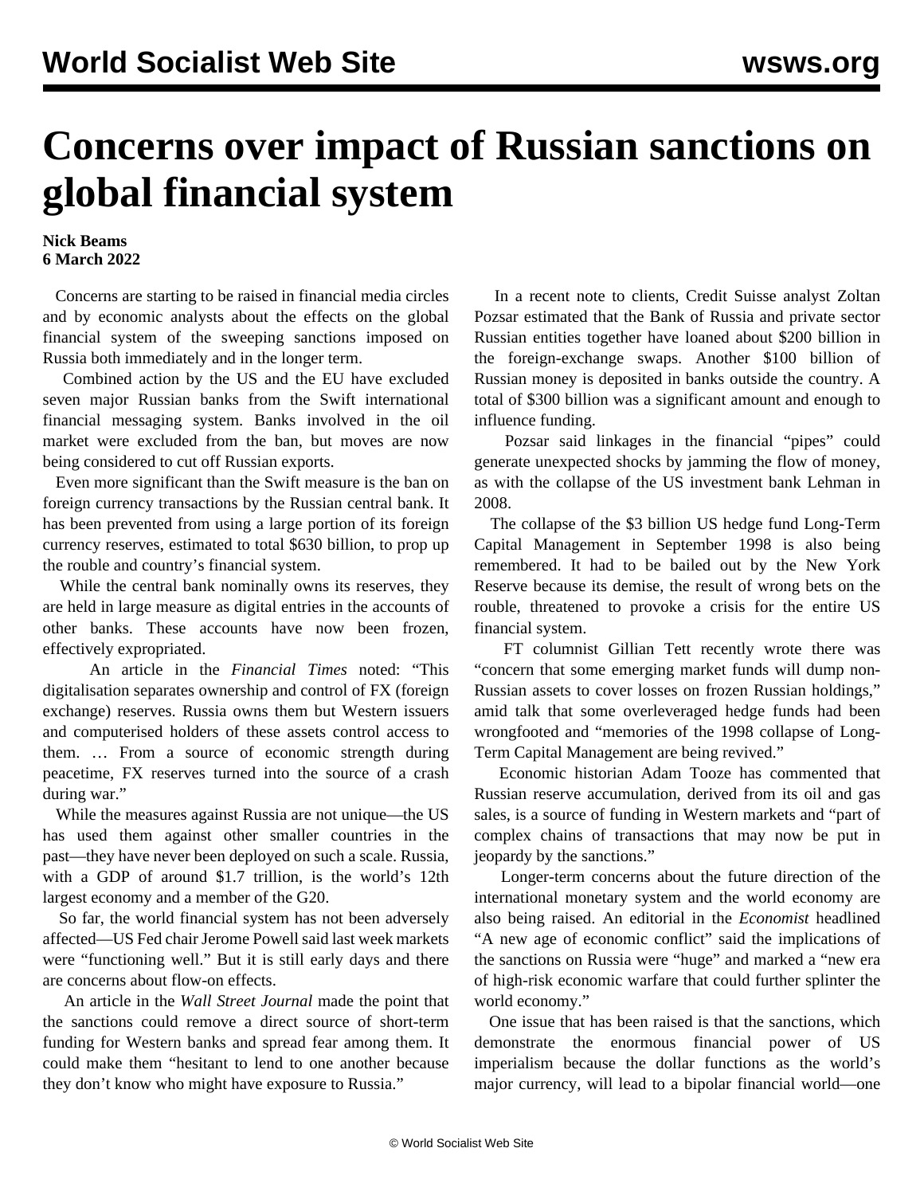# Concerns over impact of Russian sanctions on global financial system

**Nick Beams**
**6 March 2022**

Concerns are starting to be raised in financial media circles and by economic analysts about the effects on the global financial system of the sweeping sanctions imposed on Russia both immediately and in the longer term.

Combined action by the US and the EU have excluded seven major Russian banks from the Swift international financial messaging system. Banks involved in the oil market were excluded from the ban, but moves are now being considered to cut off Russian exports.

Even more significant than the Swift measure is the ban on foreign currency transactions by the Russian central bank. It has been prevented from using a large portion of its foreign currency reserves, estimated to total $630 billion, to prop up the rouble and country's financial system.

While the central bank nominally owns its reserves, they are held in large measure as digital entries in the accounts of other banks. These accounts have now been frozen, effectively expropriated.

An article in the *Financial Times* noted: "This digitalisation separates ownership and control of FX (foreign exchange) reserves. Russia owns them but Western issuers and computerised holders of these assets control access to them. … From a source of economic strength during peacetime, FX reserves turned into the source of a crash during war."

While the measures against Russia are not unique—the US has used them against other smaller countries in the past—they have never been deployed on such a scale. Russia, with a GDP of around $1.7 trillion, is the world's 12th largest economy and a member of the G20.

So far, the world financial system has not been adversely affected—US Fed chair Jerome Powell said last week markets were "functioning well." But it is still early days and there are concerns about flow-on effects.

An article in the *Wall Street Journal* made the point that the sanctions could remove a direct source of short-term funding for Western banks and spread fear among them. It could make them "hesitant to lend to one another because they don't know who might have exposure to Russia."

In a recent note to clients, Credit Suisse analyst Zoltan Pozsar estimated that the Bank of Russia and private sector Russian entities together have loaned about $200 billion in the foreign-exchange swaps. Another $100 billion of Russian money is deposited in banks outside the country. A total of $300 billion was a significant amount and enough to influence funding.

Pozsar said linkages in the financial "pipes" could generate unexpected shocks by jamming the flow of money, as with the collapse of the US investment bank Lehman in 2008.

The collapse of the $3 billion US hedge fund Long-Term Capital Management in September 1998 is also being remembered. It had to be bailed out by the New York Reserve because its demise, the result of wrong bets on the rouble, threatened to provoke a crisis for the entire US financial system.

FT columnist Gillian Tett recently wrote there was "concern that some emerging market funds will dump non-Russian assets to cover losses on frozen Russian holdings," amid talk that some overleveraged hedge funds had been wrongfooted and "memories of the 1998 collapse of Long-Term Capital Management are being revived."

Economic historian Adam Tooze has commented that Russian reserve accumulation, derived from its oil and gas sales, is a source of funding in Western markets and "part of complex chains of transactions that may now be put in jeopardy by the sanctions."

Longer-term concerns about the future direction of the international monetary system and the world economy are also being raised. An editorial in the *Economist* headlined "A new age of economic conflict" said the implications of the sanctions on Russia were "huge" and marked a "new era of high-risk economic warfare that could further splinter the world economy."

One issue that has been raised is that the sanctions, which demonstrate the enormous financial power of US imperialism because the dollar functions as the world's major currency, will lead to a bipolar financial world—one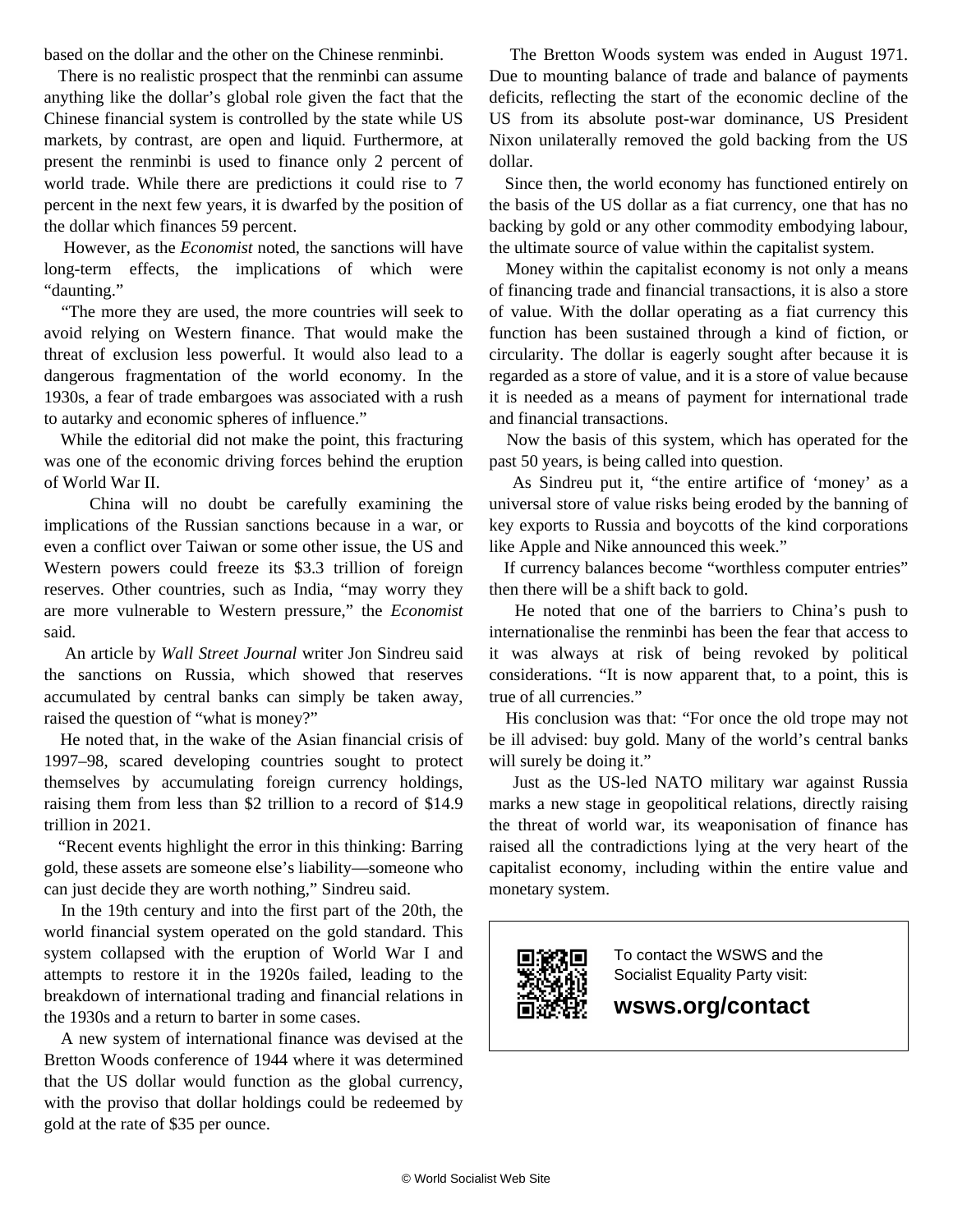based on the dollar and the other on the Chinese renminbi.

There is no realistic prospect that the renminbi can assume anything like the dollar's global role given the fact that the Chinese financial system is controlled by the state while US markets, by contrast, are open and liquid. Furthermore, at present the renminbi is used to finance only 2 percent of world trade. While there are predictions it could rise to 7 percent in the next few years, it is dwarfed by the position of the dollar which finances 59 percent.

However, as the *Economist* noted, the sanctions will have long-term effects, the implications of which were "daunting."

"The more they are used, the more countries will seek to avoid relying on Western finance. That would make the threat of exclusion less powerful. It would also lead to a dangerous fragmentation of the world economy. In the 1930s, a fear of trade embargoes was associated with a rush to autarky and economic spheres of influence."

While the editorial did not make the point, this fracturing was one of the economic driving forces behind the eruption of World War II.

China will no doubt be carefully examining the implications of the Russian sanctions because in a war, or even a conflict over Taiwan or some other issue, the US and Western powers could freeze its $3.3 trillion of foreign reserves. Other countries, such as India, "may worry they are more vulnerable to Western pressure," the *Economist* said.

An article by *Wall Street Journal* writer Jon Sindreu said the sanctions on Russia, which showed that reserves accumulated by central banks can simply be taken away, raised the question of "what is money?"

He noted that, in the wake of the Asian financial crisis of 1997–98, scared developing countries sought to protect themselves by accumulating foreign currency holdings, raising them from less than $2 trillion to a record of $14.9 trillion in 2021.

"Recent events highlight the error in this thinking: Barring gold, these assets are someone else's liability—someone who can just decide they are worth nothing," Sindreu said.

In the 19th century and into the first part of the 20th, the world financial system operated on the gold standard. This system collapsed with the eruption of World War I and attempts to restore it in the 1920s failed, leading to the breakdown of international trading and financial relations in the 1930s and a return to barter in some cases.

A new system of international finance was devised at the Bretton Woods conference of 1944 where it was determined that the US dollar would function as the global currency, with the proviso that dollar holdings could be redeemed by gold at the rate of $35 per ounce.

The Bretton Woods system was ended in August 1971. Due to mounting balance of trade and balance of payments deficits, reflecting the start of the economic decline of the US from its absolute post-war dominance, US President Nixon unilaterally removed the gold backing from the US dollar.

Since then, the world economy has functioned entirely on the basis of the US dollar as a fiat currency, one that has no backing by gold or any other commodity embodying labour, the ultimate source of value within the capitalist system.

Money within the capitalist economy is not only a means of financing trade and financial transactions, it is also a store of value. With the dollar operating as a fiat currency this function has been sustained through a kind of fiction, or circularity. The dollar is eagerly sought after because it is regarded as a store of value, and it is a store of value because it is needed as a means of payment for international trade and financial transactions.

Now the basis of this system, which has operated for the past 50 years, is being called into question.

As Sindreu put it, "the entire artifice of 'money' as a universal store of value risks being eroded by the banning of key exports to Russia and boycotts of the kind corporations like Apple and Nike announced this week."

If currency balances become "worthless computer entries" then there will be a shift back to gold.

He noted that one of the barriers to China's push to internationalise the renminbi has been the fear that access to it was always at risk of being revoked by political considerations. "It is now apparent that, to a point, this is true of all currencies."

His conclusion was that: "For once the old trope may not be ill advised: buy gold. Many of the world's central banks will surely be doing it."

Just as the US-led NATO military war against Russia marks a new stage in geopolitical relations, directly raising the threat of world war, its weaponisation of finance has raised all the contradictions lying at the very heart of the capitalist economy, including within the entire value and monetary system.

To contact the WSWS and the Socialist Equality Party visit:

**wsws.org/contact**